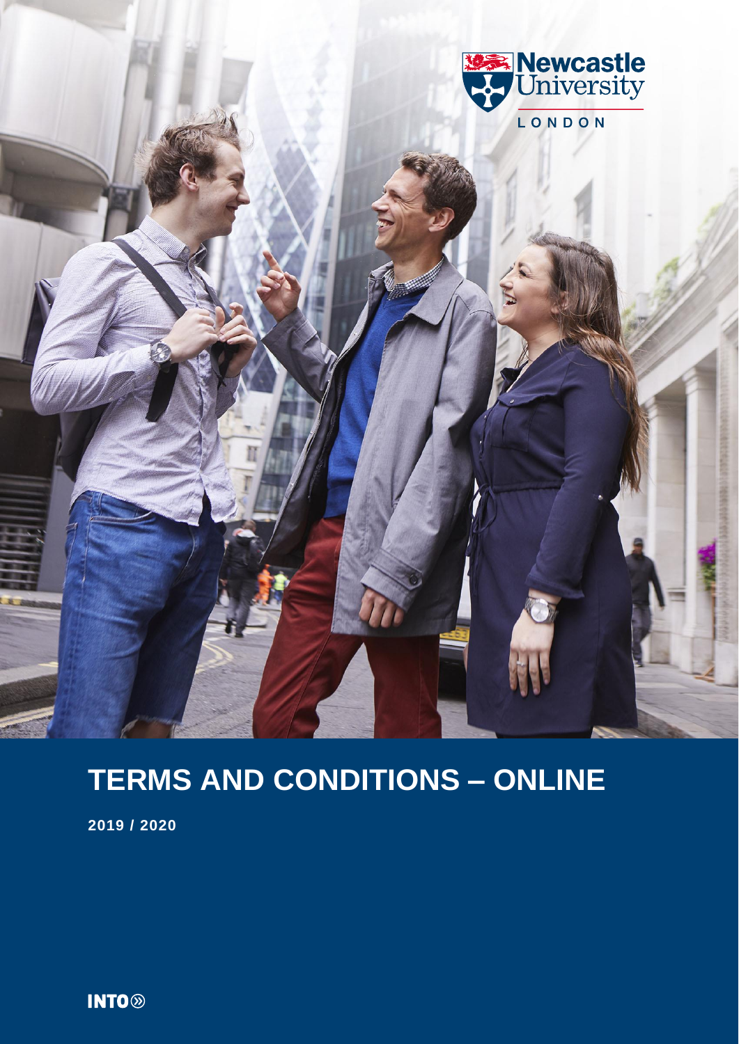Newcastle University

LONDON

# TERMS AND CONDITIONS – ONLINE

**2019 / 2020**

INTO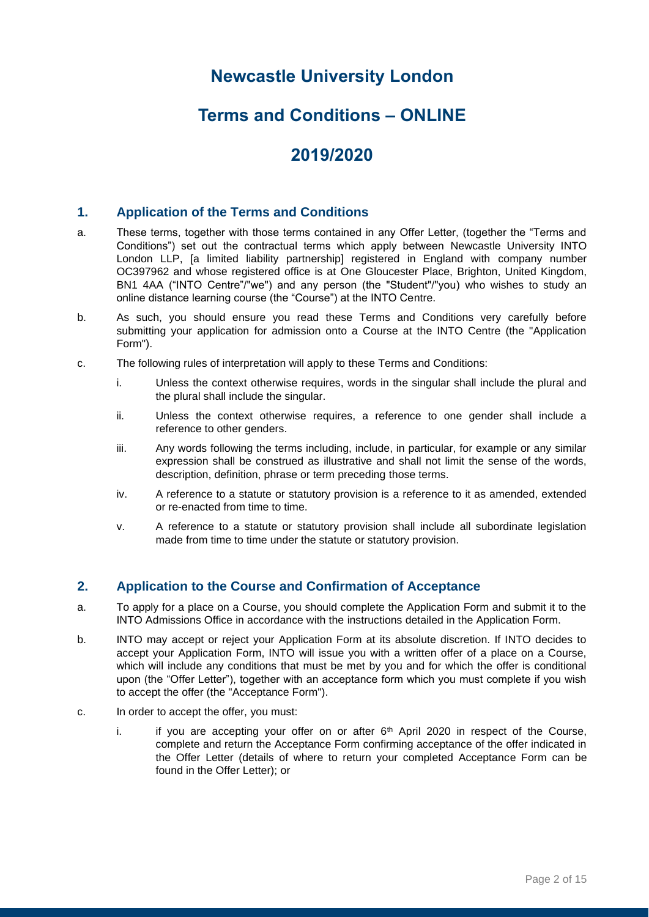# Newcastle University London

# Terms and Conditions – ONLINE

# 2019/2020

## 1. Application of the Terms and Conditions

a. These terms, together with those terms contained in any Offer Letter, (together the "Terms and Conditions") set out the contractual terms which apply between Newcastle University INTO London LLP, [a limited liability partnership] registered in England with company number OC397962 and whose registered office is at One Gloucester Place, Brighton, United Kingdom, BN1 4AA ("INTO Centre"/"we") and any person (the "Student"/"you) who wishes to study an online distance learning course (the "Course") at the INTO Centre.

b. As such, you should ensure you read these Terms and Conditions very carefully before submitting your application for admission onto a Course at the INTO Centre (the "Application Form").

c. The following rules of interpretation will apply to these Terms and Conditions:

   i. Unless the context otherwise requires, words in the singular shall include the plural and the plural shall include the singular.

   ii. Unless the context otherwise requires, a reference to one gender shall include a reference to other genders.

   iii. Any words following the terms including, include, in particular, for example or any similar expression shall be construed as illustrative and shall not limit the sense of the words, description, definition, phrase or term preceding those terms.

   iv. A reference to a statute or statutory provision is a reference to it as amended, extended or re-enacted from time to time.

   v. A reference to a statute or statutory provision shall include all subordinate legislation made from time to time under the statute or statutory provision.

## 2. Application to the Course and Confirmation of Acceptance

a. To apply for a place on a Course, you should complete the Application Form and submit it to the INTO Admissions Office in accordance with the instructions detailed in the Application Form.

b. INTO may accept or reject your Application Form at its absolute discretion. If INTO decides to accept your Application Form, INTO will issue you with a written offer of a place on a Course, which will include any conditions that must be met by you and for which the offer is conditional upon (the "Offer Letter"), together with an acceptance form which you must complete if you wish to accept the offer (the "Acceptance Form").

c. In order to accept the offer, you must:

   i. if you are accepting your offer on or after 6th April 2020 in respect of the Course, complete and return the Acceptance Form confirming acceptance of the offer indicated in the Offer Letter (details of where to return your completed Acceptance Form can be found in the Offer Letter); or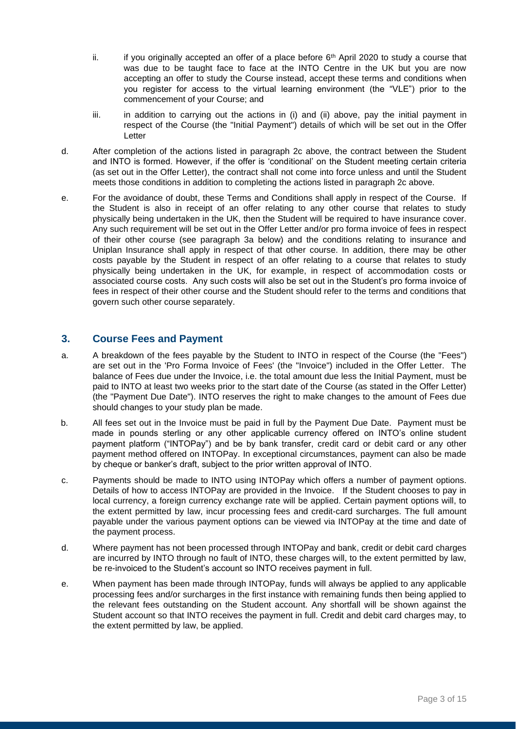ii. if you originally accepted an offer of a place before 6th April 2020 to study a course that was due to be taught face to face at the INTO Centre in the UK but you are now accepting an offer to study the Course instead, accept these terms and conditions when you register for access to the virtual learning environment (the "VLE") prior to the commencement of your Course; and

iii. in addition to carrying out the actions in (i) and (ii) above, pay the initial payment in respect of the Course (the "Initial Payment") details of which will be set out in the Offer Letter

d. After completion of the actions listed in paragraph 2c above, the contract between the Student and INTO is formed. However, if the offer is 'conditional' on the Student meeting certain criteria (as set out in the Offer Letter), the contract shall not come into force unless and until the Student meets those conditions in addition to completing the actions listed in paragraph 2c above.

e. For the avoidance of doubt, these Terms and Conditions shall apply in respect of the Course. If the Student is also in receipt of an offer relating to any other course that relates to study physically being undertaken in the UK, then the Student will be required to have insurance cover. Any such requirement will be set out in the Offer Letter and/or pro forma invoice of fees in respect of their other course (see paragraph 3a below) and the conditions relating to insurance and Uniplan Insurance shall apply in respect of that other course. In addition, there may be other costs payable by the Student in respect of an offer relating to a course that relates to study physically being undertaken in the UK, for example, in respect of accommodation costs or associated course costs. Any such costs will also be set out in the Student's pro forma invoice of fees in respect of their other course and the Student should refer to the terms and conditions that govern such other course separately.

## 3. Course Fees and Payment

a. A breakdown of the fees payable by the Student to INTO in respect of the Course (the "Fees") are set out in the 'Pro Forma Invoice of Fees' (the "Invoice") included in the Offer Letter. The balance of Fees due under the Invoice, i.e. the total amount due less the Initial Payment, must be paid to INTO at least two weeks prior to the start date of the Course (as stated in the Offer Letter) (the "Payment Due Date"). INTO reserves the right to make changes to the amount of Fees due should changes to your study plan be made.

b. All fees set out in the Invoice must be paid in full by the Payment Due Date. Payment must be made in pounds sterling or any other applicable currency offered on INTO's online student payment platform ("INTOPay") and be by bank transfer, credit card or debit card or any other payment method offered on INTOPay. In exceptional circumstances, payment can also be made by cheque or banker's draft, subject to the prior written approval of INTO.

c. Payments should be made to INTO using INTOPay which offers a number of payment options. Details of how to access INTOPay are provided in the Invoice. If the Student chooses to pay in local currency, a foreign currency exchange rate will be applied. Certain payment options will, to the extent permitted by law, incur processing fees and credit-card surcharges. The full amount payable under the various payment options can be viewed via INTOPay at the time and date of the payment process.

d. Where payment has not been processed through INTOPay and bank, credit or debit card charges are incurred by INTO through no fault of INTO, these charges will, to the extent permitted by law, be re-invoiced to the Student's account so INTO receives payment in full.

e. When payment has been made through INTOPay, funds will always be applied to any applicable processing fees and/or surcharges in the first instance with remaining funds then being applied to the relevant fees outstanding on the Student account. Any shortfall will be shown against the Student account so that INTO receives the payment in full. Credit and debit card charges may, to the extent permitted by law, be applied.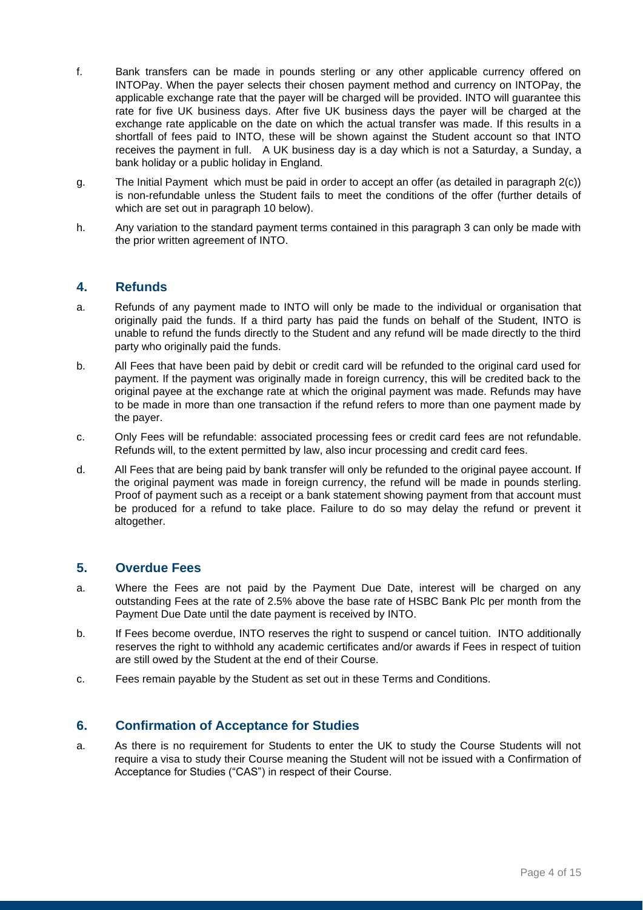f. Bank transfers can be made in pounds sterling or any other applicable currency offered on INTOPay. When the payer selects their chosen payment method and currency on INTOPay, the applicable exchange rate that the payer will be charged will be provided. INTO will guarantee this rate for five UK business days. After five UK business days the payer will be charged at the exchange rate applicable on the date on which the actual transfer was made. If this results in a shortfall of fees paid to INTO, these will be shown against the Student account so that INTO receives the payment in full. A UK business day is a day which is not a Saturday, a Sunday, a bank holiday or a public holiday in England.

g. The Initial Payment which must be paid in order to accept an offer (as detailed in paragraph 2(c)) is non-refundable unless the Student fails to meet the conditions of the offer (further details of which are set out in paragraph 10 below).

h. Any variation to the standard payment terms contained in this paragraph 3 can only be made with the prior written agreement of INTO.

## 4. Refunds

a. Refunds of any payment made to INTO will only be made to the individual or organisation that originally paid the funds. If a third party has paid the funds on behalf of the Student, INTO is unable to refund the funds directly to the Student and any refund will be made directly to the third party who originally paid the funds.

b. All Fees that have been paid by debit or credit card will be refunded to the original card used for payment. If the payment was originally made in foreign currency, this will be credited back to the original payee at the exchange rate at which the original payment was made. Refunds may have to be made in more than one transaction if the refund refers to more than one payment made by the payer.

c. Only Fees will be refundable: associated processing fees or credit card fees are not refundable. Refunds will, to the extent permitted by law, also incur processing and credit card fees.

d. All Fees that are being paid by bank transfer will only be refunded to the original payee account. If the original payment was made in foreign currency, the refund will be made in pounds sterling. Proof of payment such as a receipt or a bank statement showing payment from that account must be produced for a refund to take place. Failure to do so may delay the refund or prevent it altogether.

## 5. Overdue Fees

a. Where the Fees are not paid by the Payment Due Date, interest will be charged on any outstanding Fees at the rate of 2.5% above the base rate of HSBC Bank Plc per month from the Payment Due Date until the date payment is received by INTO.

b. If Fees become overdue, INTO reserves the right to suspend or cancel tuition. INTO additionally reserves the right to withhold any academic certificates and/or awards if Fees in respect of tuition are still owed by the Student at the end of their Course.

c. Fees remain payable by the Student as set out in these Terms and Conditions.

## 6. Confirmation of Acceptance for Studies

a. As there is no requirement for Students to enter the UK to study the Course Students will not require a visa to study their Course meaning the Student will not be issued with a Confirmation of Acceptance for Studies ("CAS") in respect of their Course.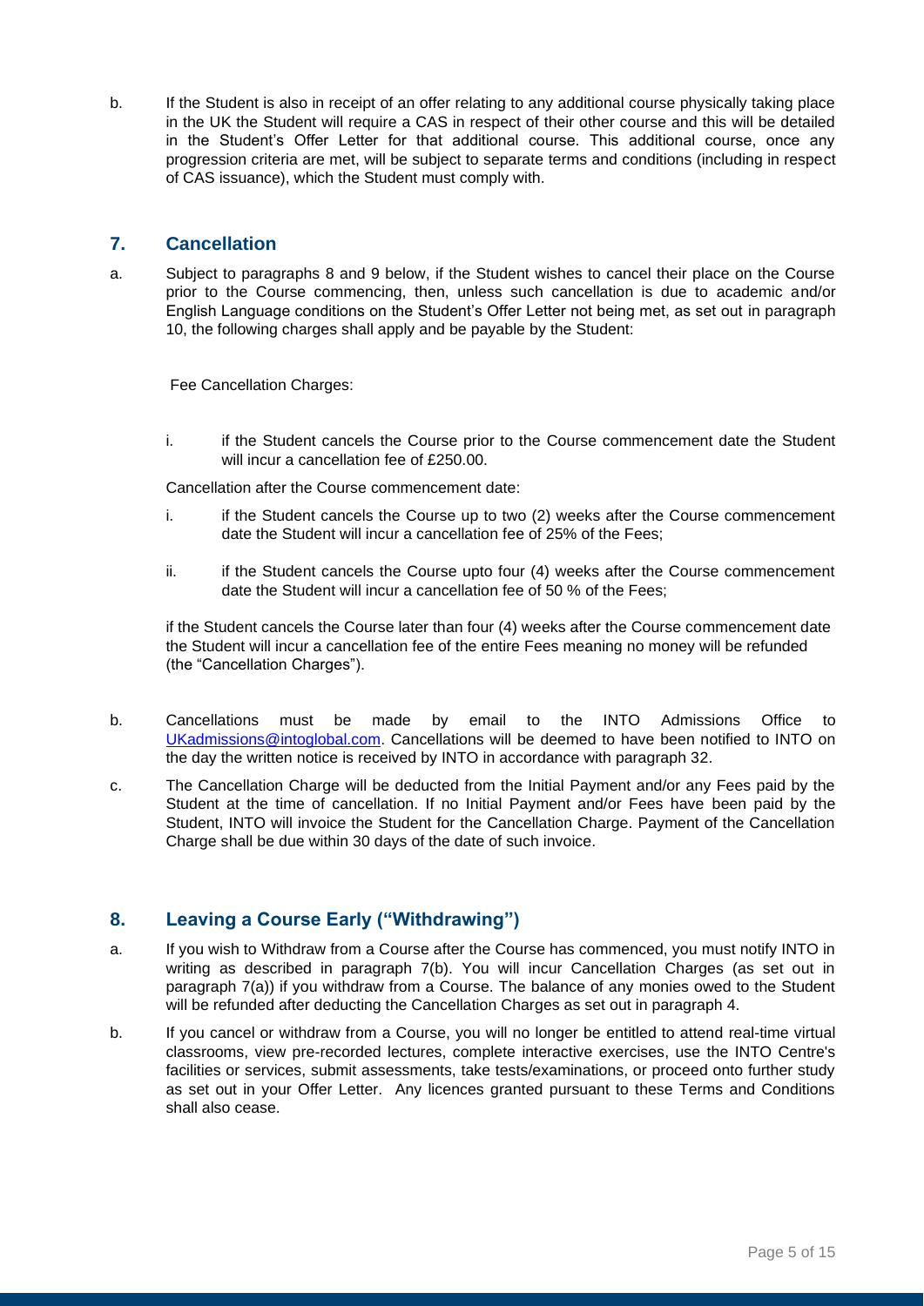b. If the Student is also in receipt of an offer relating to any additional course physically taking place in the UK the Student will require a CAS in respect of their other course and this will be detailed in the Student's Offer Letter for that additional course. This additional course, once any progression criteria are met, will be subject to separate terms and conditions (including in respect of CAS issuance), which the Student must comply with.

## 7. Cancellation

a. Subject to paragraphs 8 and 9 below, if the Student wishes to cancel their place on the Course prior to the Course commencing, then, unless such cancellation is due to academic and/or English Language conditions on the Student's Offer Letter not being met, as set out in paragraph 10, the following charges shall apply and be payable by the Student:

Fee Cancellation Charges:

i. if the Student cancels the Course prior to the Course commencement date the Student will incur a cancellation fee of £250.00.

Cancellation after the Course commencement date:

i. if the Student cancels the Course up to two (2) weeks after the Course commencement date the Student will incur a cancellation fee of 25% of the Fees;

ii. if the Student cancels the Course upto four (4) weeks after the Course commencement date the Student will incur a cancellation fee of 50 % of the Fees;

if the Student cancels the Course later than four (4) weeks after the Course commencement date the Student will incur a cancellation fee of the entire Fees meaning no money will be refunded (the "Cancellation Charges").

b. Cancellations must be made by email to the INTO Admissions Office to UKadmissions@intoglobal.com. Cancellations will be deemed to have been notified to INTO on the day the written notice is received by INTO in accordance with paragraph 32.

c. The Cancellation Charge will be deducted from the Initial Payment and/or any Fees paid by the Student at the time of cancellation. If no Initial Payment and/or Fees have been paid by the Student, INTO will invoice the Student for the Cancellation Charge. Payment of the Cancellation Charge shall be due within 30 days of the date of such invoice.

## 8. Leaving a Course Early ("Withdrawing")

a. If you wish to Withdraw from a Course after the Course has commenced, you must notify INTO in writing as described in paragraph 7(b). You will incur Cancellation Charges (as set out in paragraph 7(a)) if you withdraw from a Course. The balance of any monies owed to the Student will be refunded after deducting the Cancellation Charges as set out in paragraph 4.

b. If you cancel or withdraw from a Course, you will no longer be entitled to attend real-time virtual classrooms, view pre-recorded lectures, complete interactive exercises, use the INTO Centre's facilities or services, submit assessments, take tests/examinations, or proceed onto further study as set out in your Offer Letter. Any licences granted pursuant to these Terms and Conditions shall also cease.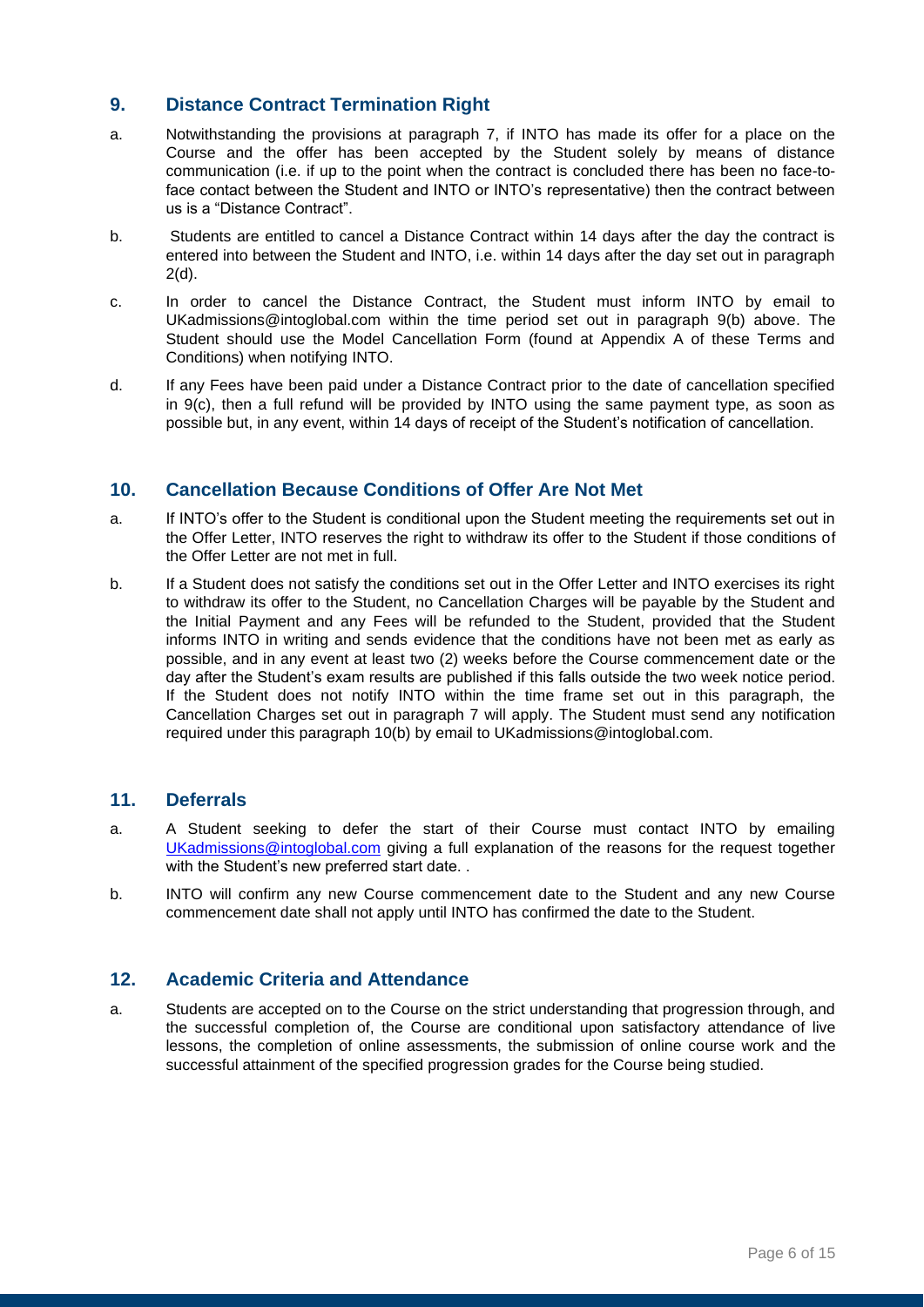## 9. Distance Contract Termination Right

a. Notwithstanding the provisions at paragraph 7, if INTO has made its offer for a place on the Course and the offer has been accepted by the Student solely by means of distance communication (i.e. if up to the point when the contract is concluded there has been no face-to-face contact between the Student and INTO or INTO's representative) then the contract between us is a "Distance Contract".

b. Students are entitled to cancel a Distance Contract within 14 days after the day the contract is entered into between the Student and INTO, i.e. within 14 days after the day set out in paragraph 2(d).

c. In order to cancel the Distance Contract, the Student must inform INTO by email to UKadmissions@intoglobal.com within the time period set out in paragraph 9(b) above. The Student should use the Model Cancellation Form (found at Appendix A of these Terms and Conditions) when notifying INTO.

d. If any Fees have been paid under a Distance Contract prior to the date of cancellation specified in 9(c), then a full refund will be provided by INTO using the same payment type, as soon as possible but, in any event, within 14 days of receipt of the Student's notification of cancellation.

## 10. Cancellation Because Conditions of Offer Are Not Met

a. If INTO's offer to the Student is conditional upon the Student meeting the requirements set out in the Offer Letter, INTO reserves the right to withdraw its offer to the Student if those conditions of the Offer Letter are not met in full.

b. If a Student does not satisfy the conditions set out in the Offer Letter and INTO exercises its right to withdraw its offer to the Student, no Cancellation Charges will be payable by the Student and the Initial Payment and any Fees will be refunded to the Student, provided that the Student informs INTO in writing and sends evidence that the conditions have not been met as early as possible, and in any event at least two (2) weeks before the Course commencement date or the day after the Student's exam results are published if this falls outside the two week notice period. If the Student does not notify INTO within the time frame set out in this paragraph, the Cancellation Charges set out in paragraph 7 will apply. The Student must send any notification required under this paragraph 10(b) by email to UKadmissions@intoglobal.com.

## 11. Deferrals

a. A Student seeking to defer the start of their Course must contact INTO by emailing UKadmissions@intoglobal.com giving a full explanation of the reasons for the request together with the Student's new preferred start date. .

b. INTO will confirm any new Course commencement date to the Student and any new Course commencement date shall not apply until INTO has confirmed the date to the Student.

## 12. Academic Criteria and Attendance

a. Students are accepted on to the Course on the strict understanding that progression through, and the successful completion of, the Course are conditional upon satisfactory attendance of live lessons, the completion of online assessments, the submission of online course work and the successful attainment of the specified progression grades for the Course being studied.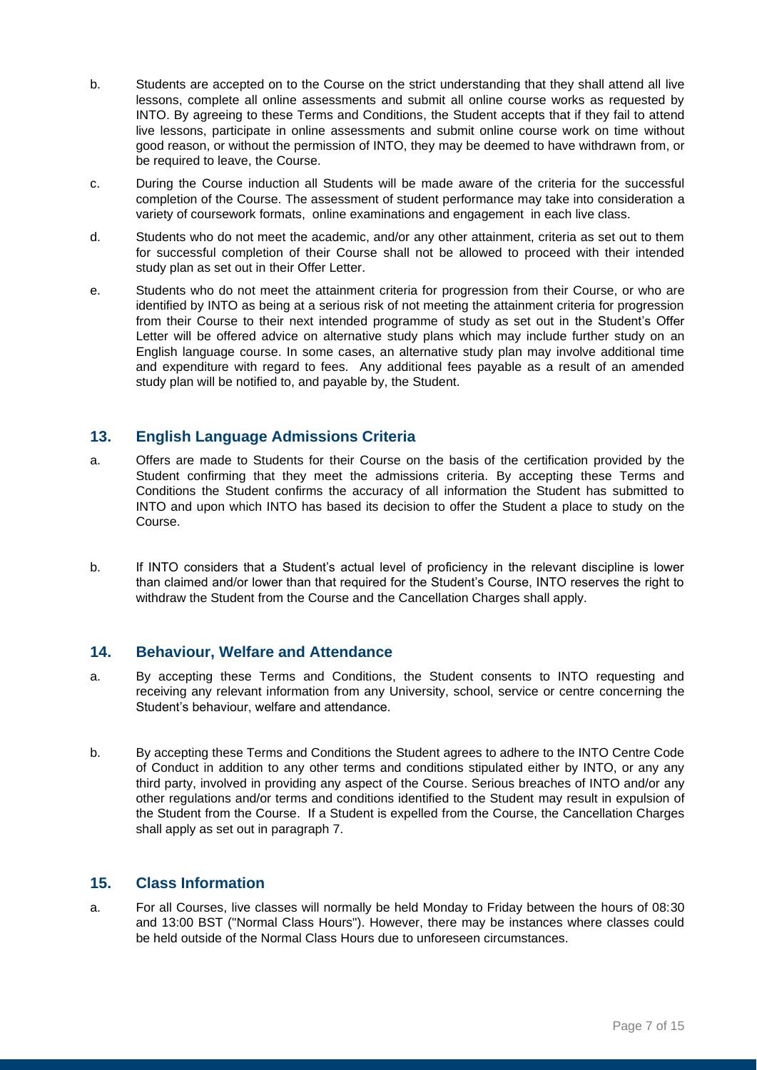b. Students are accepted on to the Course on the strict understanding that they shall attend all live lessons, complete all online assessments and submit all online course works as requested by INTO. By agreeing to these Terms and Conditions, the Student accepts that if they fail to attend live lessons, participate in online assessments and submit online course work on time without good reason, or without the permission of INTO, they may be deemed to have withdrawn from, or be required to leave, the Course.

c. During the Course induction all Students will be made aware of the criteria for the successful completion of the Course. The assessment of student performance may take into consideration a variety of coursework formats, online examinations and engagement in each live class.

d. Students who do not meet the academic, and/or any other attainment, criteria as set out to them for successful completion of their Course shall not be allowed to proceed with their intended study plan as set out in their Offer Letter.

e. Students who do not meet the attainment criteria for progression from their Course, or who are identified by INTO as being at a serious risk of not meeting the attainment criteria for progression from their Course to their next intended programme of study as set out in the Student's Offer Letter will be offered advice on alternative study plans which may include further study on an English language course. In some cases, an alternative study plan may involve additional time and expenditure with regard to fees. Any additional fees payable as a result of an amended study plan will be notified to, and payable by, the Student.

## 13. English Language Admissions Criteria

a. Offers are made to Students for their Course on the basis of the certification provided by the Student confirming that they meet the admissions criteria. By accepting these Terms and Conditions the Student confirms the accuracy of all information the Student has submitted to INTO and upon which INTO has based its decision to offer the Student a place to study on the Course.

b. If INTO considers that a Student's actual level of proficiency in the relevant discipline is lower than claimed and/or lower than that required for the Student's Course, INTO reserves the right to withdraw the Student from the Course and the Cancellation Charges shall apply.

## 14. Behaviour, Welfare and Attendance

a. By accepting these Terms and Conditions, the Student consents to INTO requesting and receiving any relevant information from any University, school, service or centre concerning the Student's behaviour, welfare and attendance.

b. By accepting these Terms and Conditions the Student agrees to adhere to the INTO Centre Code of Conduct in addition to any other terms and conditions stipulated either by INTO, or any any third party, involved in providing any aspect of the Course. Serious breaches of INTO and/or any other regulations and/or terms and conditions identified to the Student may result in expulsion of the Student from the Course. If a Student is expelled from the Course, the Cancellation Charges shall apply as set out in paragraph 7.

## 15. Class Information

a. For all Courses, live classes will normally be held Monday to Friday between the hours of 08:30 and 13:00 BST ("Normal Class Hours"). However, there may be instances where classes could be held outside of the Normal Class Hours due to unforeseen circumstances.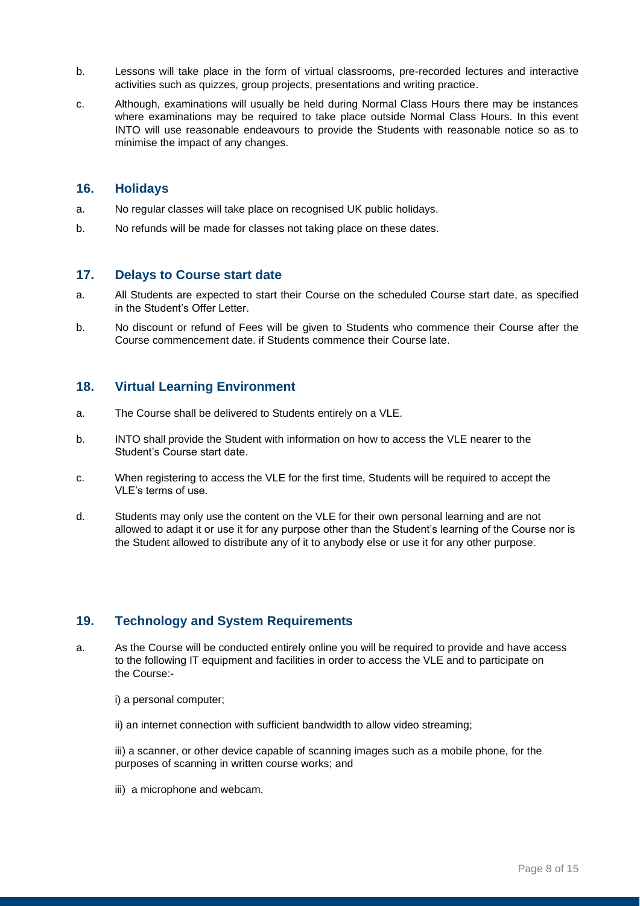b. Lessons will take place in the form of virtual classrooms, pre-recorded lectures and interactive activities such as quizzes, group projects, presentations and writing practice.

c. Although, examinations will usually be held during Normal Class Hours there may be instances where examinations may be required to take place outside Normal Class Hours. In this event INTO will use reasonable endeavours to provide the Students with reasonable notice so as to minimise the impact of any changes.

## 16. Holidays

a. No regular classes will take place on recognised UK public holidays.

b. No refunds will be made for classes not taking place on these dates.

## 17. Delays to Course start date

a. All Students are expected to start their Course on the scheduled Course start date, as specified in the Student's Offer Letter.

b. No discount or refund of Fees will be given to Students who commence their Course after the Course commencement date. if Students commence their Course late.

## 18. Virtual Learning Environment

a. The Course shall be delivered to Students entirely on a VLE.

b. INTO shall provide the Student with information on how to access the VLE nearer to the Student's Course start date.

c. When registering to access the VLE for the first time, Students will be required to accept the VLE's terms of use.

d. Students may only use the content on the VLE for their own personal learning and are not allowed to adapt it or use it for any purpose other than the Student's learning of the Course nor is the Student allowed to distribute any of it to anybody else or use it for any other purpose.

## 19. Technology and System Requirements

a. As the Course will be conducted entirely online you will be required to provide and have access to the following IT equipment and facilities in order to access the VLE and to participate on the Course:-

i) a personal computer;

ii) an internet connection with sufficient bandwidth to allow video streaming;

iii) a scanner, or other device capable of scanning images such as a mobile phone, for the purposes of scanning in written course works; and

iii) a microphone and webcam.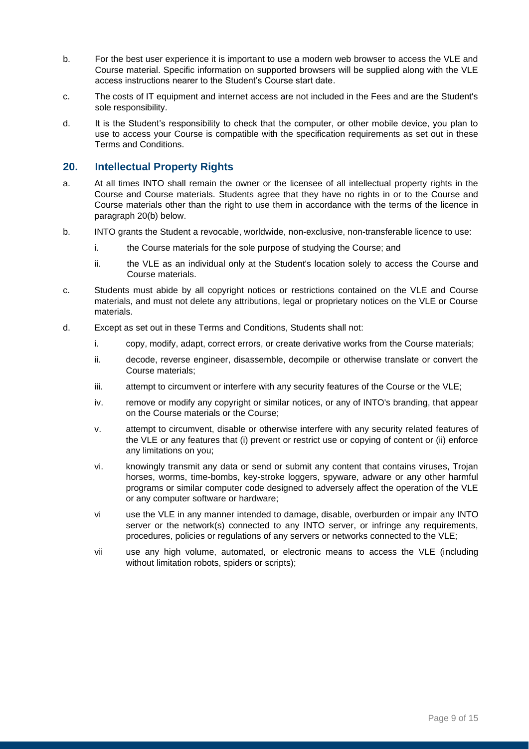b. For the best user experience it is important to use a modern web browser to access the VLE and Course material. Specific information on supported browsers will be supplied along with the VLE access instructions nearer to the Student's Course start date.

c. The costs of IT equipment and internet access are not included in the Fees and are the Student's sole responsibility.

d. It is the Student's responsibility to check that the computer, or other mobile device, you plan to use to access your Course is compatible with the specification requirements as set out in these Terms and Conditions.

## 20. Intellectual Property Rights

a. At all times INTO shall remain the owner or the licensee of all intellectual property rights in the Course and Course materials. Students agree that they have no rights in or to the Course and Course materials other than the right to use them in accordance with the terms of the licence in paragraph 20(b) below.

b. INTO grants the Student a revocable, worldwide, non-exclusive, non-transferable licence to use:

   i. the Course materials for the sole purpose of studying the Course; and

   ii. the VLE as an individual only at the Student's location solely to access the Course and Course materials.

c. Students must abide by all copyright notices or restrictions contained on the VLE and Course materials, and must not delete any attributions, legal or proprietary notices on the VLE or Course materials.

d. Except as set out in these Terms and Conditions, Students shall not:

   i. copy, modify, adapt, correct errors, or create derivative works from the Course materials;

   ii. decode, reverse engineer, disassemble, decompile or otherwise translate or convert the Course materials;

   iii. attempt to circumvent or interfere with any security features of the Course or the VLE;

   iv. remove or modify any copyright or similar notices, or any of INTO's branding, that appear on the Course materials or the Course;

   v. attempt to circumvent, disable or otherwise interfere with any security related features of the VLE or any features that (i) prevent or restrict use or copying of content or (ii) enforce any limitations on you;

   vi. knowingly transmit any data or send or submit any content that contains viruses, Trojan horses, worms, time-bombs, key-stroke loggers, spyware, adware or any other harmful programs or similar computer code designed to adversely affect the operation of the VLE or any computer software or hardware;

   vi use the VLE in any manner intended to damage, disable, overburden or impair any INTO server or the network(s) connected to any INTO server, or infringe any requirements, procedures, policies or regulations of any servers or networks connected to the VLE;

   vii use any high volume, automated, or electronic means to access the VLE (including without limitation robots, spiders or scripts);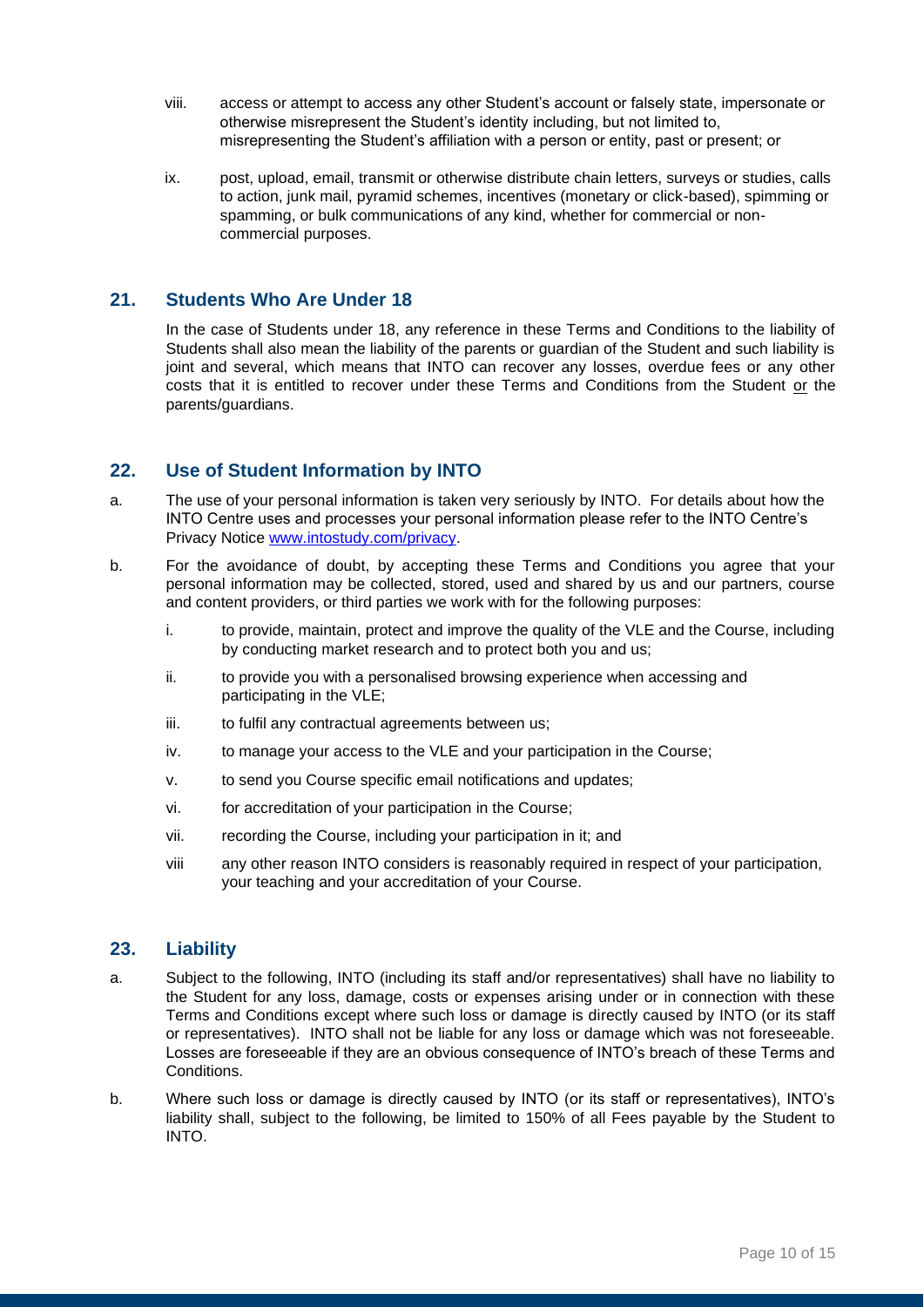viii. access or attempt to access any other Student's account or falsely state, impersonate or otherwise misrepresent the Student's identity including, but not limited to, misrepresenting the Student's affiliation with a person or entity, past or present; or

ix. post, upload, email, transmit or otherwise distribute chain letters, surveys or studies, calls to action, junk mail, pyramid schemes, incentives (monetary or click-based), spimming or spamming, or bulk communications of any kind, whether for commercial or non-commercial purposes.

## 21. Students Who Are Under 18

In the case of Students under 18, any reference in these Terms and Conditions to the liability of Students shall also mean the liability of the parents or guardian of the Student and such liability is joint and several, which means that INTO can recover any losses, overdue fees or any other costs that it is entitled to recover under these Terms and Conditions from the Student <u>or</u> the parents/guardians.

## 22. Use of Student Information by INTO

a. The use of your personal information is taken very seriously by INTO. For details about how the INTO Centre uses and processes your personal information please refer to the INTO Centre's Privacy Notice [www.intostudy.com/privacy](http://www.intostudy.com/privacy).

b. For the avoidance of doubt, by accepting these Terms and Conditions you agree that your personal information may be collected, stored, used and shared by us and our partners, course and content providers, or third parties we work with for the following purposes:

   i. to provide, maintain, protect and improve the quality of the VLE and the Course, including by conducting market research and to protect both you and us;

   ii. to provide you with a personalised browsing experience when accessing and participating in the VLE;

   iii. to fulfil any contractual agreements between us;

   iv. to manage your access to the VLE and your participation in the Course;

   v. to send you Course specific email notifications and updates;

   vi. for accreditation of your participation in the Course;

   vii. recording the Course, including your participation in it; and

   viii any other reason INTO considers is reasonably required in respect of your participation, your teaching and your accreditation of your Course.

## 23. Liability

a. Subject to the following, INTO (including its staff and/or representatives) shall have no liability to the Student for any loss, damage, costs or expenses arising under or in connection with these Terms and Conditions except where such loss or damage is directly caused by INTO (or its staff or representatives). INTO shall not be liable for any loss or damage which was not foreseeable. Losses are foreseeable if they are an obvious consequence of INTO's breach of these Terms and Conditions.

b. Where such loss or damage is directly caused by INTO (or its staff or representatives), INTO's liability shall, subject to the following, be limited to 150% of all Fees payable by the Student to INTO.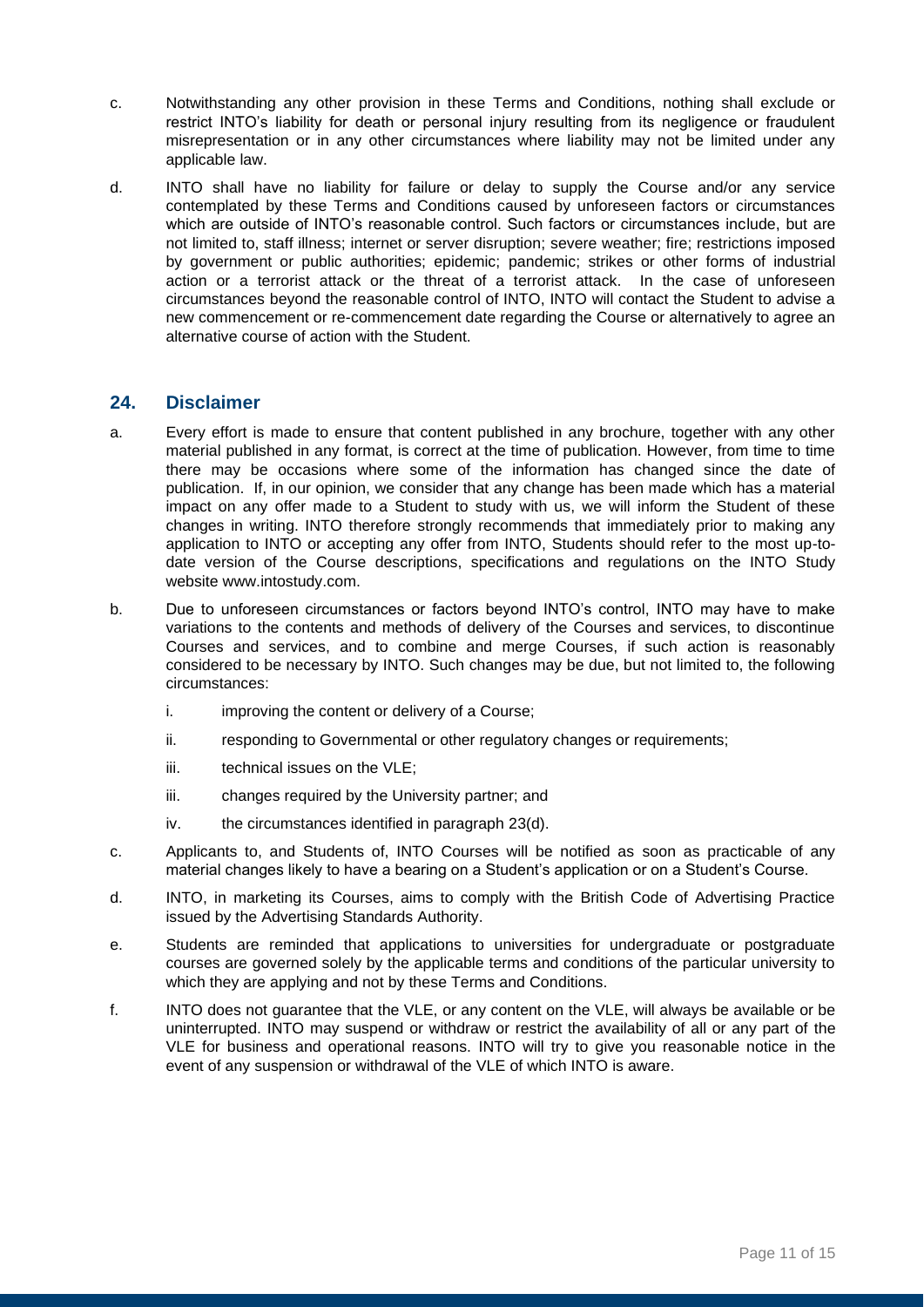c. Notwithstanding any other provision in these Terms and Conditions, nothing shall exclude or restrict INTO's liability for death or personal injury resulting from its negligence or fraudulent misrepresentation or in any other circumstances where liability may not be limited under any applicable law.

d. INTO shall have no liability for failure or delay to supply the Course and/or any service contemplated by these Terms and Conditions caused by unforeseen factors or circumstances which are outside of INTO's reasonable control. Such factors or circumstances include, but are not limited to, staff illness; internet or server disruption; severe weather; fire; restrictions imposed by government or public authorities; epidemic; pandemic; strikes or other forms of industrial action or a terrorist attack or the threat of a terrorist attack. In the case of unforeseen circumstances beyond the reasonable control of INTO, INTO will contact the Student to advise a new commencement or re-commencement date regarding the Course or alternatively to agree an alternative course of action with the Student.

## 24. Disclaimer

a. Every effort is made to ensure that content published in any brochure, together with any other material published in any format, is correct at the time of publication. However, from time to time there may be occasions where some of the information has changed since the date of publication. If, in our opinion, we consider that any change has been made which has a material impact on any offer made to a Student to study with us, we will inform the Student of these changes in writing. INTO therefore strongly recommends that immediately prior to making any application to INTO or accepting any offer from INTO, Students should refer to the most up-to-date version of the Course descriptions, specifications and regulations on the INTO Study website www.intostudy.com.

b. Due to unforeseen circumstances or factors beyond INTO's control, INTO may have to make variations to the contents and methods of delivery of the Courses and services, to discontinue Courses and services, and to combine and merge Courses, if such action is reasonably considered to be necessary by INTO. Such changes may be due, but not limited to, the following circumstances:

    i. improving the content or delivery of a Course;

    ii. responding to Governmental or other regulatory changes or requirements;

    iii. technical issues on the VLE;

    iii. changes required by the University partner; and

    iv. the circumstances identified in paragraph 23(d).

c. Applicants to, and Students of, INTO Courses will be notified as soon as practicable of any material changes likely to have a bearing on a Student's application or on a Student's Course.

d. INTO, in marketing its Courses, aims to comply with the British Code of Advertising Practice issued by the Advertising Standards Authority.

e. Students are reminded that applications to universities for undergraduate or postgraduate courses are governed solely by the applicable terms and conditions of the particular university to which they are applying and not by these Terms and Conditions.

f. INTO does not guarantee that the VLE, or any content on the VLE, will always be available or be uninterrupted. INTO may suspend or withdraw or restrict the availability of all or any part of the VLE for business and operational reasons. INTO will try to give you reasonable notice in the event of any suspension or withdrawal of the VLE of which INTO is aware.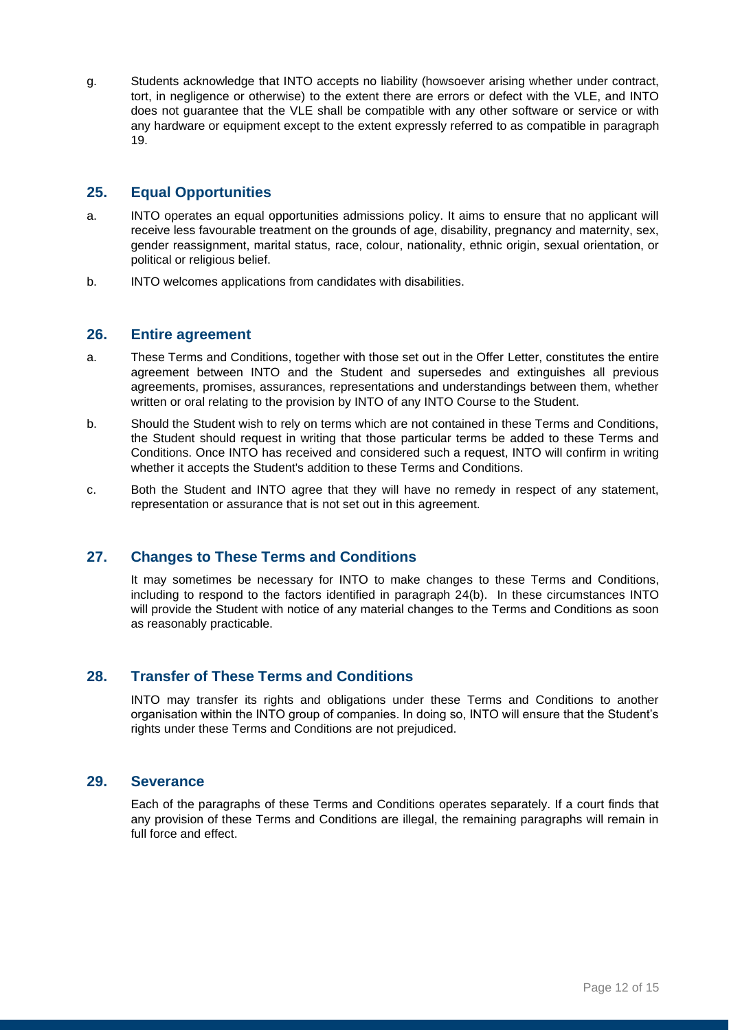g. Students acknowledge that INTO accepts no liability (howsoever arising whether under contract, tort, in negligence or otherwise) to the extent there are errors or defect with the VLE, and INTO does not guarantee that the VLE shall be compatible with any other software or service or with any hardware or equipment except to the extent expressly referred to as compatible in paragraph 19.

## 25. Equal Opportunities

a. INTO operates an equal opportunities admissions policy. It aims to ensure that no applicant will receive less favourable treatment on the grounds of age, disability, pregnancy and maternity, sex, gender reassignment, marital status, race, colour, nationality, ethnic origin, sexual orientation, or political or religious belief.

b. INTO welcomes applications from candidates with disabilities.

## 26. Entire agreement

a. These Terms and Conditions, together with those set out in the Offer Letter, constitutes the entire agreement between INTO and the Student and supersedes and extinguishes all previous agreements, promises, assurances, representations and understandings between them, whether written or oral relating to the provision by INTO of any INTO Course to the Student.

b. Should the Student wish to rely on terms which are not contained in these Terms and Conditions, the Student should request in writing that those particular terms be added to these Terms and Conditions. Once INTO has received and considered such a request, INTO will confirm in writing whether it accepts the Student's addition to these Terms and Conditions.

c. Both the Student and INTO agree that they will have no remedy in respect of any statement, representation or assurance that is not set out in this agreement.

## 27. Changes to These Terms and Conditions

It may sometimes be necessary for INTO to make changes to these Terms and Conditions, including to respond to the factors identified in paragraph 24(b). In these circumstances INTO will provide the Student with notice of any material changes to the Terms and Conditions as soon as reasonably practicable.

## 28. Transfer of These Terms and Conditions

INTO may transfer its rights and obligations under these Terms and Conditions to another organisation within the INTO group of companies. In doing so, INTO will ensure that the Student's rights under these Terms and Conditions are not prejudiced.

## 29. Severance

Each of the paragraphs of these Terms and Conditions operates separately. If a court finds that any provision of these Terms and Conditions are illegal, the remaining paragraphs will remain in full force and effect.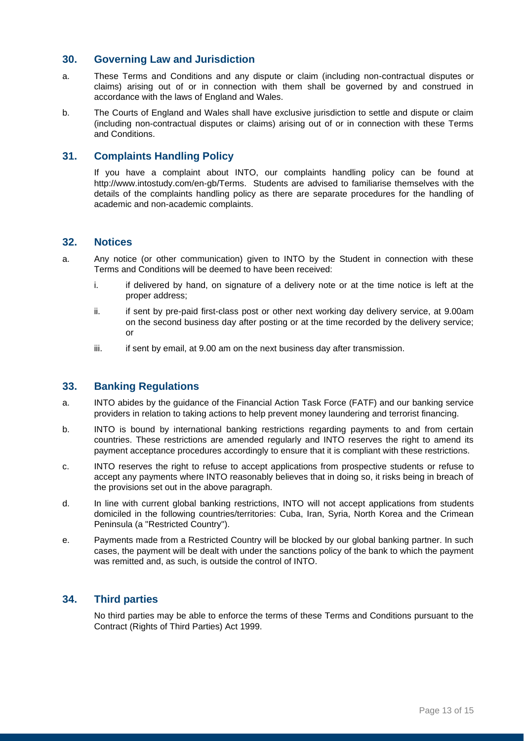## 30. Governing Law and Jurisdiction

a. These Terms and Conditions and any dispute or claim (including non-contractual disputes or claims) arising out of or in connection with them shall be governed by and construed in accordance with the laws of England and Wales.

b. The Courts of England and Wales shall have exclusive jurisdiction to settle and dispute or claim (including non-contractual disputes or claims) arising out of or in connection with these Terms and Conditions.

## 31. Complaints Handling Policy

If you have a complaint about INTO, our complaints handling policy can be found at http://www.intostudy.com/en-gb/Terms. Students are advised to familiarise themselves with the details of the complaints handling policy as there are separate procedures for the handling of academic and non-academic complaints.

## 32. Notices

a. Any notice (or other communication) given to INTO by the Student in connection with these Terms and Conditions will be deemed to have been received:

   i. if delivered by hand, on signature of a delivery note or at the time notice is left at the proper address;

   ii. if sent by pre-paid first-class post or other next working day delivery service, at 9.00am on the second business day after posting or at the time recorded by the delivery service; or

   iii. if sent by email, at 9.00 am on the next business day after transmission.

## 33. Banking Regulations

a. INTO abides by the guidance of the Financial Action Task Force (FATF) and our banking service providers in relation to taking actions to help prevent money laundering and terrorist financing.

b. INTO is bound by international banking restrictions regarding payments to and from certain countries. These restrictions are amended regularly and INTO reserves the right to amend its payment acceptance procedures accordingly to ensure that it is compliant with these restrictions.

c. INTO reserves the right to refuse to accept applications from prospective students or refuse to accept any payments where INTO reasonably believes that in doing so, it risks being in breach of the provisions set out in the above paragraph.

d. In line with current global banking restrictions, INTO will not accept applications from students domiciled in the following countries/territories: Cuba, Iran, Syria, North Korea and the Crimean Peninsula (a "Restricted Country").

e. Payments made from a Restricted Country will be blocked by our global banking partner. In such cases, the payment will be dealt with under the sanctions policy of the bank to which the payment was remitted and, as such, is outside the control of INTO.

## 34. Third parties

No third parties may be able to enforce the terms of these Terms and Conditions pursuant to the Contract (Rights of Third Parties) Act 1999.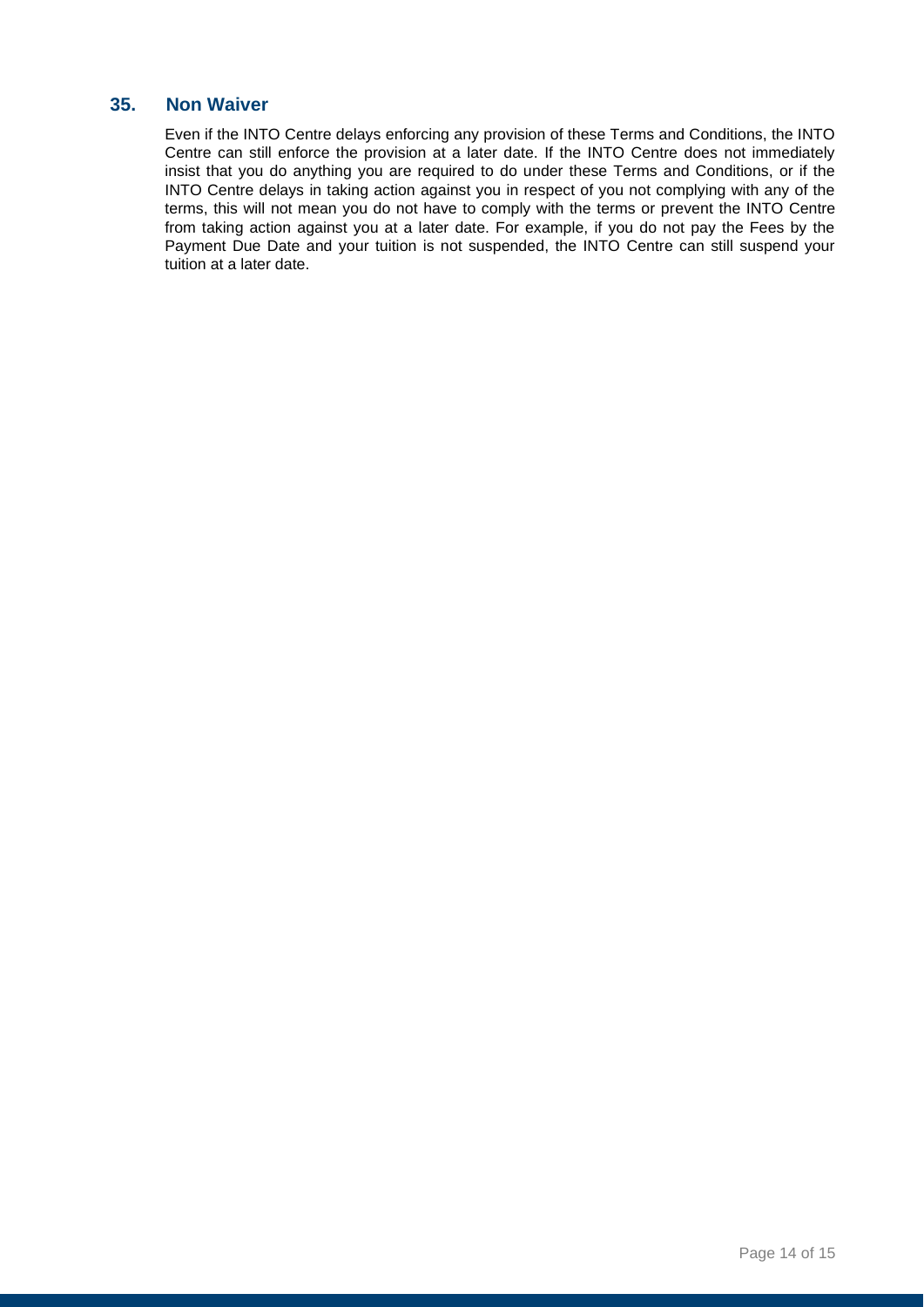## 35. Non Waiver

Even if the INTO Centre delays enforcing any provision of these Terms and Conditions, the INTO Centre can still enforce the provision at a later date. If the INTO Centre does not immediately insist that you do anything you are required to do under these Terms and Conditions, or if the INTO Centre delays in taking action against you in respect of you not complying with any of the terms, this will not mean you do not have to comply with the terms or prevent the INTO Centre from taking action against you at a later date. For example, if you do not pay the Fees by the Payment Due Date and your tuition is not suspended, the INTO Centre can still suspend your tuition at a later date.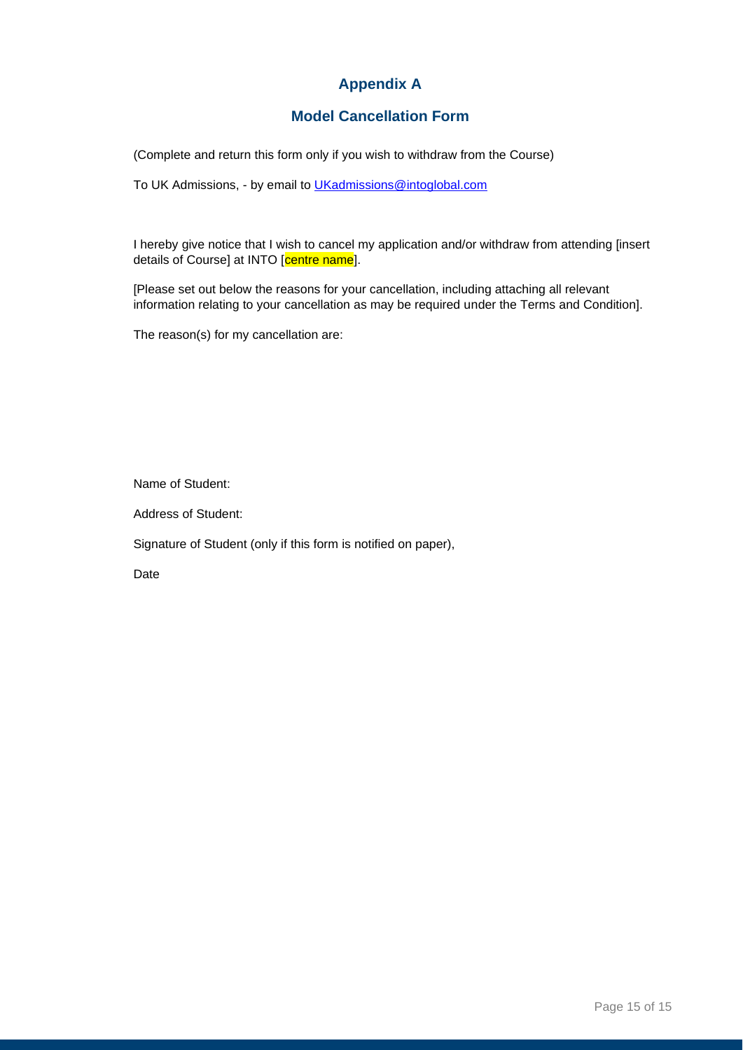## Appendix A

## Model Cancellation Form

(Complete and return this form only if you wish to withdraw from the Course)

To UK Admissions, - by email to UKadmissions@intoglobal.com

I hereby give notice that I wish to cancel my application and/or withdraw from attending [insert details of Course] at INTO [centre name].

[Please set out below the reasons for your cancellation, including attaching all relevant information relating to your cancellation as may be required under the Terms and Condition].

The reason(s) for my cancellation are:

Name of Student:

Address of Student:

Signature of Student (only if this form is notified on paper),

Date